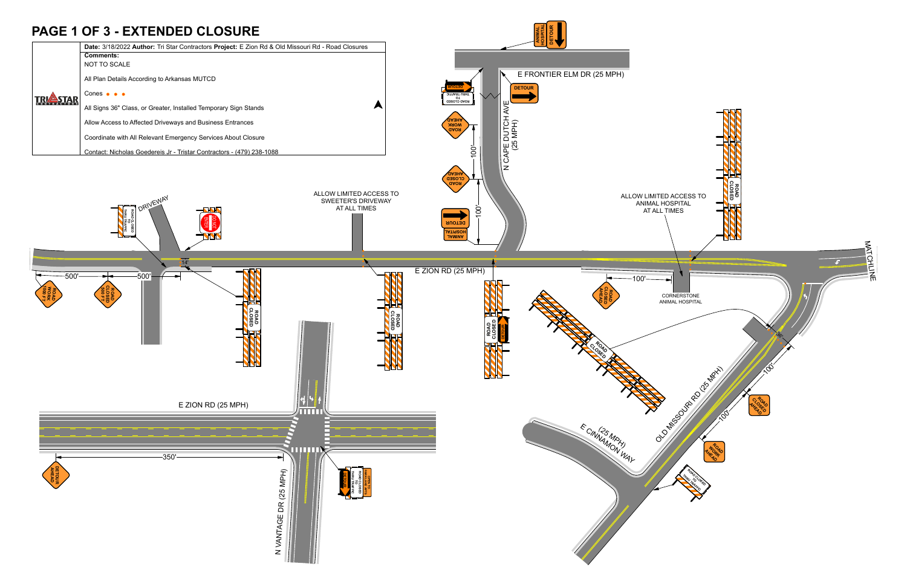# PAGE 1 OF 3 - EXTENDED CLOSURE

**Date:** 3/18/2022 **Author:** Tri Star Contractors **Project:** E Zion Rd & Old Missouri Rd - Road Closures

**Comments:**

NOT TO SCALE

All Plan Details According to Arkansas MUTCD

Cones • • •

All Signs 36" Class, or Greater, Installed Temporary Sign Stands

Allow Access to Affected Driveways and Business Entrances

Coordinate with All Relevant Emergency Services About Closure

Contact: Nicholas Goedereis Jr - Tristar Contractors - (479) 238-1088

E FRONTIER ELM DR (25 MPH)

N CAPE DUTCH AVE (25 MPH)

ANIMAL HOSPITAL DETOUR

DETOUR

ROAD CLOSED TO THRU TRAFFIC

ROAD WORK AHEAD

ROAD CLOSED AHEAD

100'

100'

ANIMAL HOSPITAL DETOUR

ALLOW LIMITED ACCESS TO SWEETER'S DRIVEWAY AT ALL TIMES

ALLOW LIMITED ACCESS TO ANIMAL HOSPITAL AT ALL TIMES

DRIVEWAY

ROAD CLOSED TO THRU TRAFFIC

DO NOT ENTER

14'

500'

500'

ROAD WORK 1000 FT

ROAD CLOSED 500 FT

ROAD CLOSED

ROAD CLOSED

E ZION RD (25 MPH)

ROAD CLOSED DETOUR

ROAD CLOSED

100'

ROAD CLOSED AHEAD

ROAD CLOSED

CORNERSTONE ANIMAL HOSPITAL

MATCHLINE

36'

100'

ROAD CLOSED AHEAD

100'

ROAD WORK AHEAD

OLD MISSOURI RD (25 MPH)

E CINNAMON WAY (25 MPH)

ROAD CLOSED TO THRU TRAFFIC

E ZION RD (25 MPH)

350'

DETOUR AHEAD

N VANTAGE DR (25 MPH)

DETOUR ROAD CLOSED TO THRU TRAFFIC

PARKING AREA LIMITS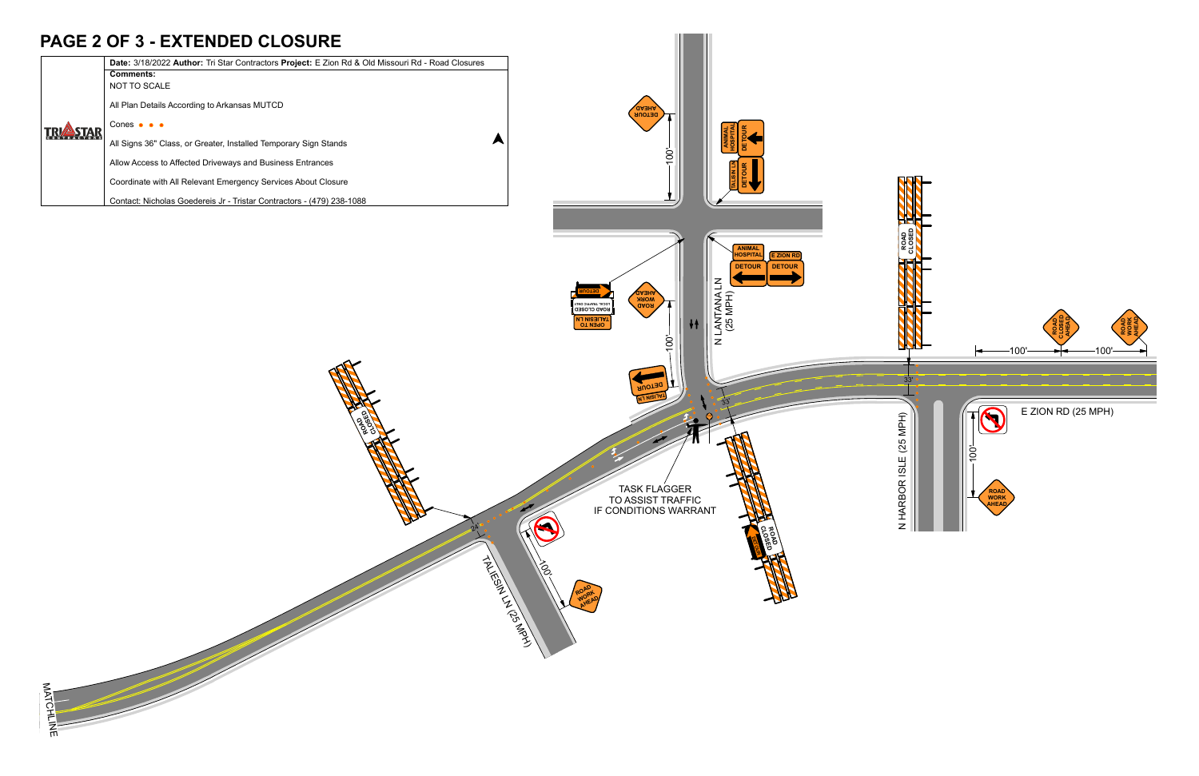# PAGE 2 OF 3 - EXTENDED CLOSURE

| | **Date:** 3/18/2022 **Author:** Tri Star Contractors **Project:** E Zion Rd & Old Missouri Rd - Road Closures |
|---|---|
| TRI STAR CONTRACTORS | **Comments:** |
| | NOT TO SCALE |
| | All Plan Details According to Arkansas MUTCD |
| | Cones • • • |
| | All Signs 36" Class, or Greater, Installed Temporary Sign Stands |
| | Allow Access to Affected Driveways and Business Entrances |
| | Coordinate with All Relevant Emergency Services About Closure |
| | Contact: Nicholas Goedereis Jr - Tristar Contractors - (479) 238-1088 |

DETOUR AHEAD

100'

ANIMAL HOSPITAL DETOUR

TALIESIN LN DETOUR

ANIMAL HOSPITAL DETOUR

E ZION RD DETOUR

DETOUR

ROAD CLOSED LOCAL TRAFFIC ONLY

TALIESIN LN OPEN TO

ROAD WORK AHEAD

100'

N LANTANA LN (25 MPH)

DETOUR TALIESIN LN

ROAD CLOSED

ROAD CLOSED

33'

33'

TASK FLAGGER TO ASSIST TRAFFIC IF CONDITIONS WARRANT

24'

100'

ROAD WORK AHEAD

TALIESIN LN (25 MPH)

ROAD CLOSED

DETOUR

N HARBOR ISLE (25 MPH)

100'

ROAD WORK AHEAD

ROAD CLOSED AHEAD

ROAD WORK AHEAD

100'

100'

E ZION RD (25 MPH)

MATCHLINE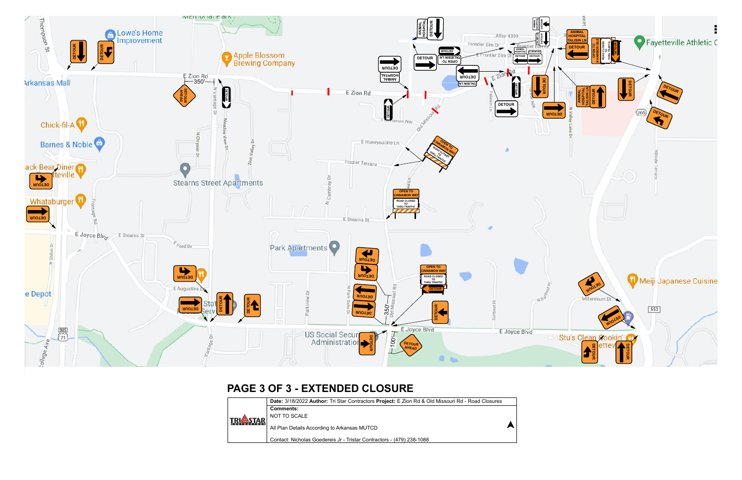## PAGE 3 OF 3 - EXTENDED CLOSURE

| | |
|---|---|
| TRISTAR | **Date:** 3/18/2022 **Author:** Tri Star Contractors **Project:** E Zion Rd & Old Missouri Rd - Road Closures |
| | **Comments:** NOT TO SCALE |
| | All Plan Details According to Arkansas MUTCD |
| | Contact: Nicholas Goedereis Jr - Tristar Contractors - (479) 238-1088 |